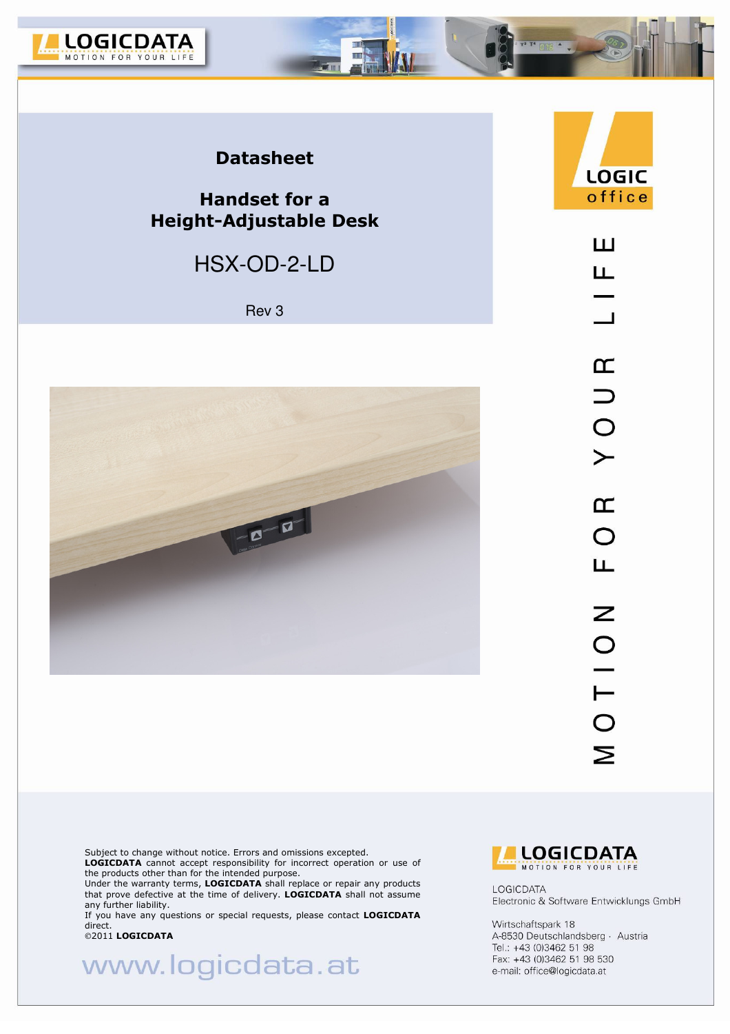# Datasheet

## Handset for a Height-Adjustable Desk

HSX-OD-2-LD

Rev 3

MOTION FOR YOUR LIFE

Subject to change without notice. Errors and omissions excepted.
**LOGICDATA** cannot accept responsibility for incorrect operation or use of the products other than for the intended purpose.
Under the warranty terms, **LOGICDATA** shall replace or repair any products that prove defective at the time of delivery. **LOGICDATA** shall not assume any further liability.
If you have any questions or special requests, please contact **LOGICDATA** direct.
©2011 **LOGICDATA**

www.logicdata.at

LOGICDATA
Electronic & Software Entwicklungs GmbH

Wirtschaftspark 18
A-8530 Deutschlandsberg · Austria
Tel.: +43 (0)3462 51 98
Fax: +43 (0)3462 51 98 530
e-mail: office@logicdata.at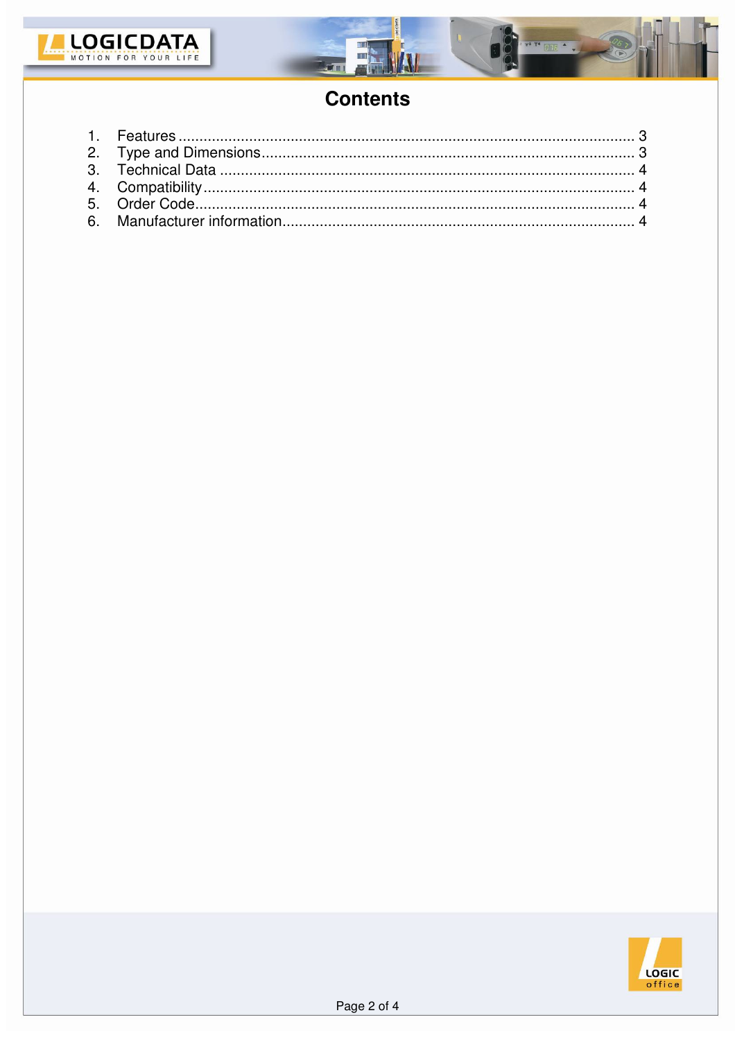# Contents

1. Features ........................................................................................................ 3
2. Type and Dimensions ........................................................................................ 3
3. Technical Data ................................................................................................. 4
4. Compatibility ................................................................................................... 4
5. Order Code ...................................................................................................... 4
6. Manufacturer information .................................................................................. 4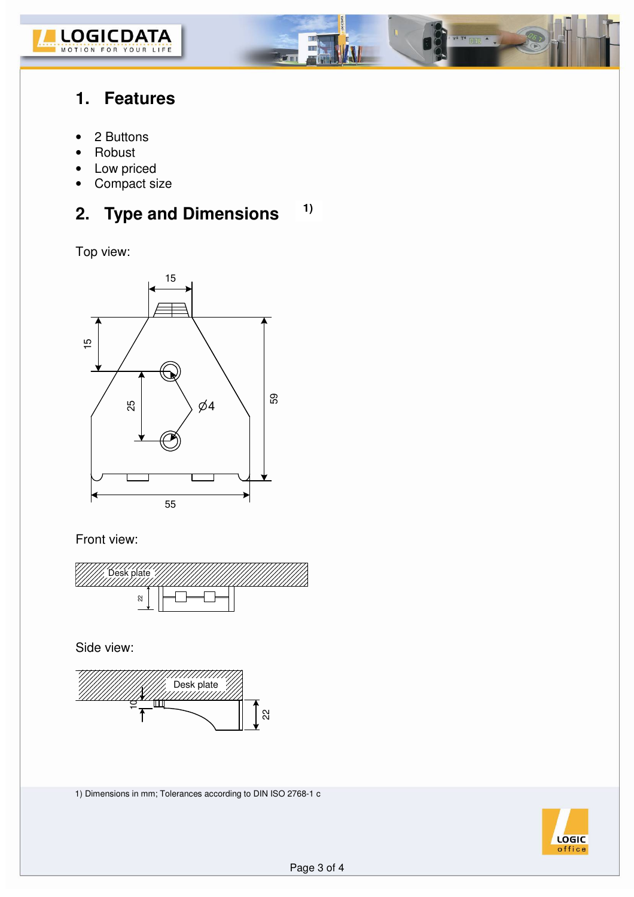## 1. Features

- 2 Buttons
- Robust
- Low priced
- Compact size

## 2. Type and Dimensions [1)]

Top view:

Front view:

Side view:

1) Dimensions in mm; Tolerances according to DIN ISO 2768-1 c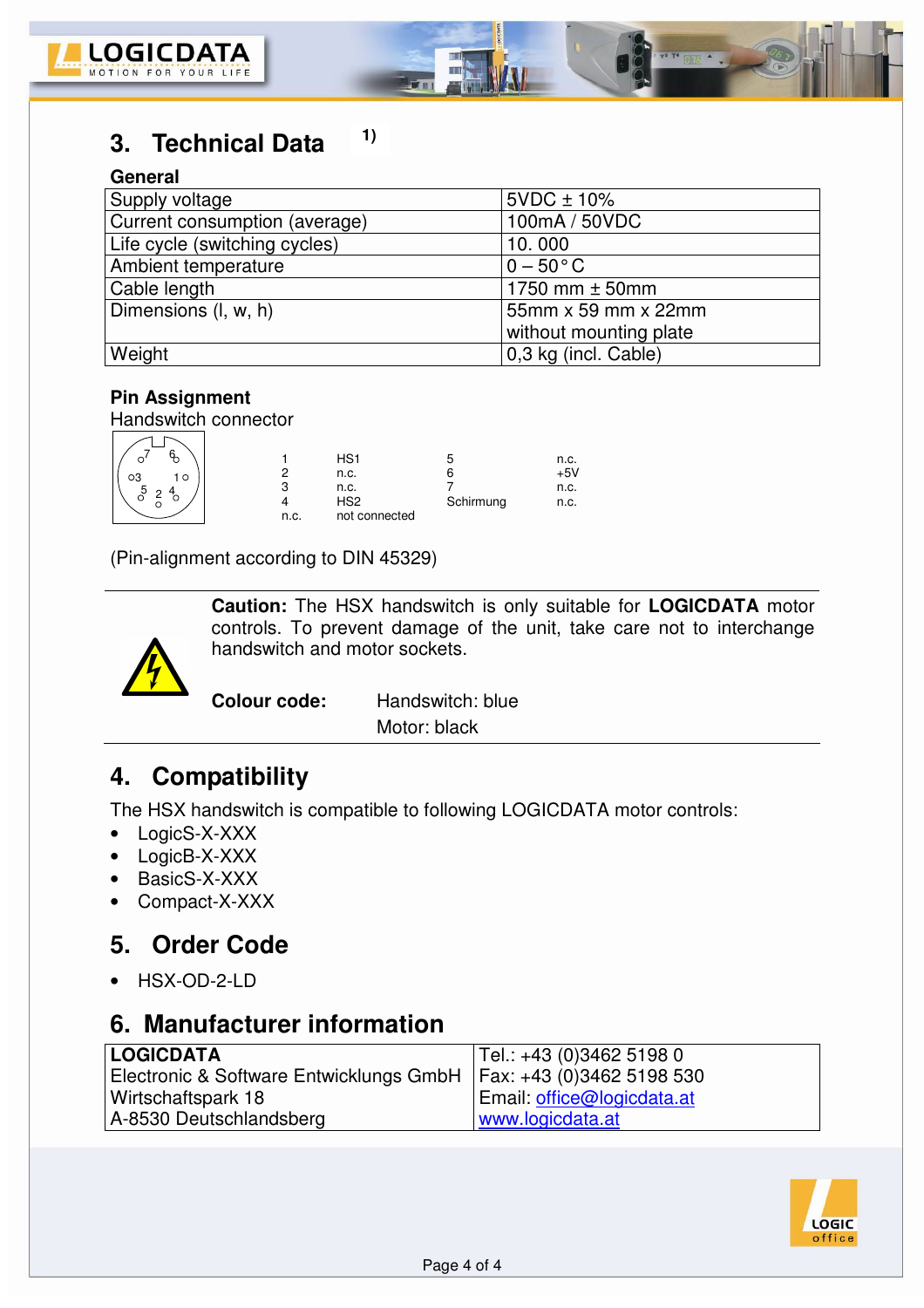## 3. Technical Data [1)]

### General

| | |
|---|---|
| Supply voltage | 5VDC ± 10% |
| Current consumption (average) | 100mA / 50VDC |
| Life cycle (switching cycles) | 10. 000 |
| Ambient temperature | 0 – 50° C |
| Cable length | 1750 mm ± 50mm |
| Dimensions (l, w, h) | 55mm x 59 mm x 22mm without mounting plate |
| Weight | 0,3 kg (incl. Cable) |

### Pin Assignment

Handswitch connector

| | | | |
|---|---|---|---|
| 1 | HS1 | 5 | n.c. |
| 2 | n.c. | 6 | +5V |
| 3 | n.c. | 7 | n.c. |
| 4 | HS2 | Schirmung | n.c. |
| n.c. | not connected | | |

(Pin-alignment according to DIN 45329)

**Caution:** The HSX handswitch is only suitable for **LOGICDATA** motor controls. To prevent damage of the unit, take care not to interchange handswitch and motor sockets.

**Colour code:** Handswitch: blue
Motor: black

## 4. Compatibility

The HSX handswitch is compatible to following LOGICDATA motor controls:

- LogicS-X-XXX
- LogicB-X-XXX
- BasicS-X-XXX
- Compact-X-XXX

## 5. Order Code

- HSX-OD-2-LD

## 6. Manufacturer information

| | |
|---|---|
| **LOGICDATA**<br>Electronic & Software Entwicklungs GmbH<br>Wirtschaftspark 18<br>A-8530 Deutschlandsberg | Tel.: +43 (0)3462 5198 0<br>Fax: +43 (0)3462 5198 530<br>Email: office@logicdata.at<br>www.logicdata.at |